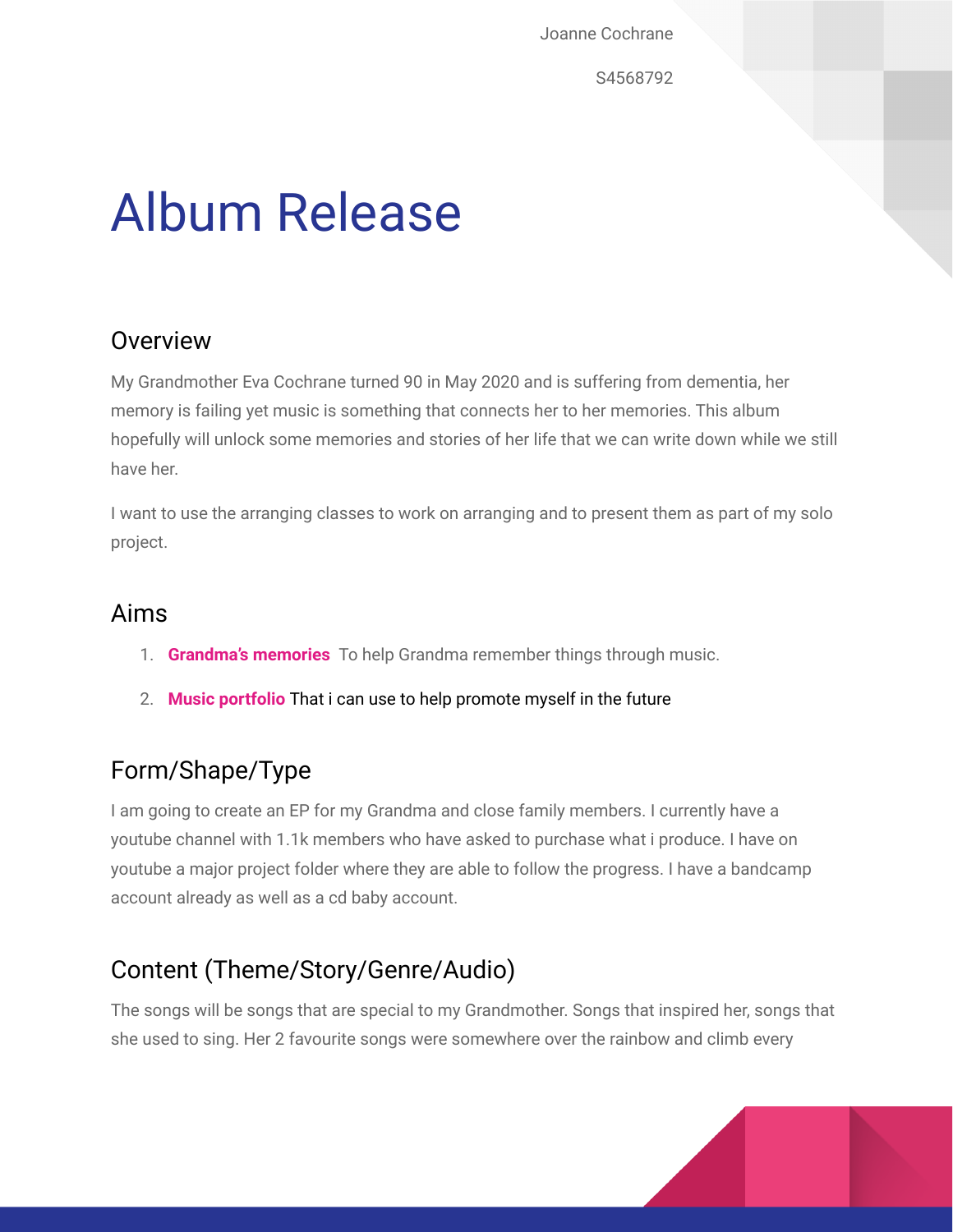Joanne Cochrane

S4568792

# Album Release

## Overview

My Grandmother Eva Cochrane turned 90 in May 2020 and is suffering from dementia, her memory is failing yet music is something that connects her to her memories. This album hopefully will unlock some memories and stories of her life that we can write down while we still have her.

I want to use the arranging classes to work on arranging and to present them as part of my solo project.

## Aims

1. **Grandma's memories** To help Grandma remember things through music.
2. **Music portfolio** That i can use to help promote myself in the future

## Form/Shape/Type

I am going to create an EP for my Grandma and close family members. I currently have a youtube channel with 1.1k members who have asked to purchase what i produce. I have on youtube a major project folder where they are able to follow the progress. I have a bandcamp account already as well as a cd baby account.

## Content (Theme/Story/Genre/Audio)

The songs will be songs that are special to my Grandmother. Songs that inspired her, songs that she used to sing. Her 2 favourite songs were somewhere over the rainbow and climb every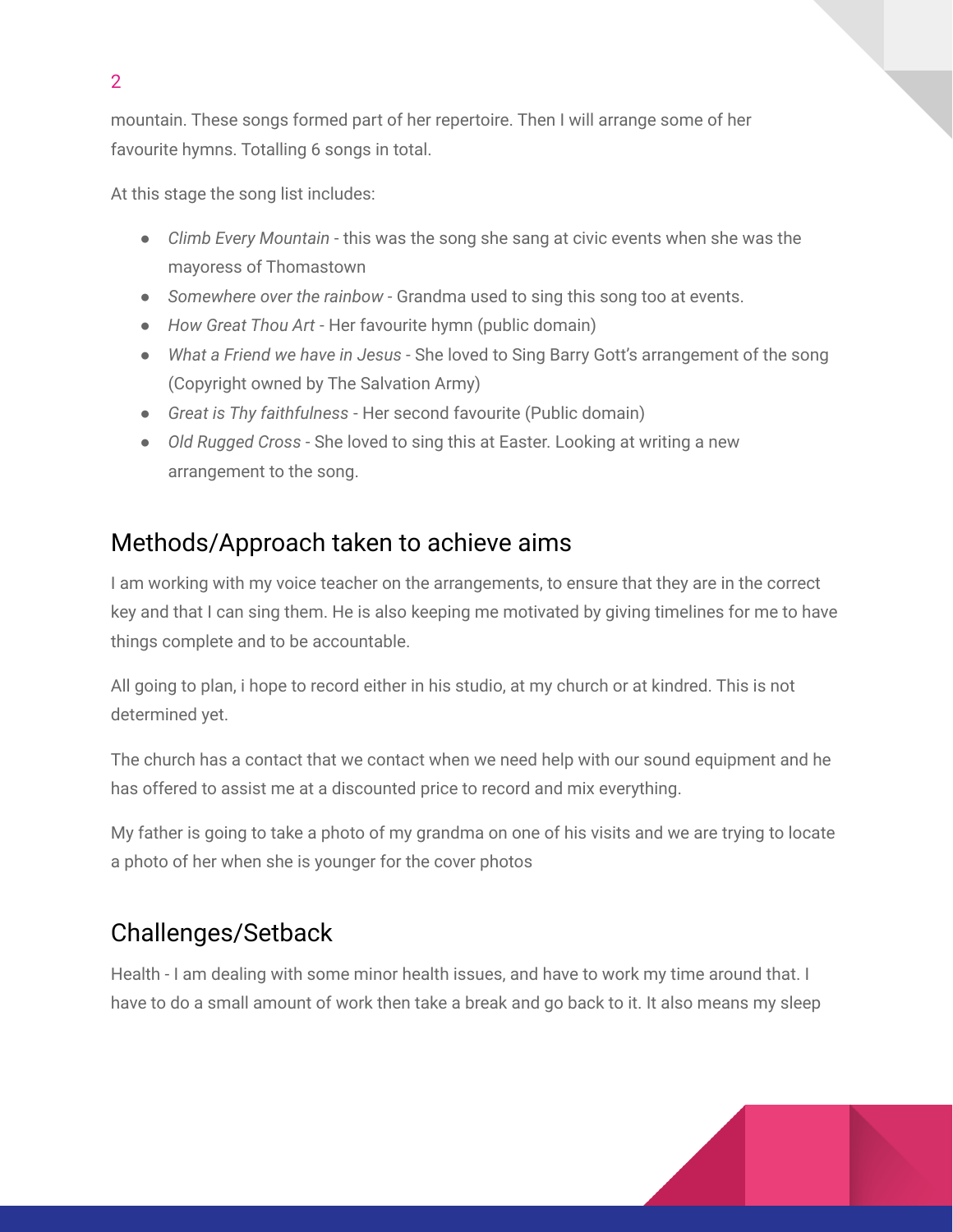mountain. These songs formed part of her repertoire. Then I will arrange some of her favourite hymns. Totalling 6 songs in total.

At this stage the song list includes:

- *Climb Every Mountain* - this was the song she sang at civic events when she was the mayoress of Thomastown
- *Somewhere over the rainbow* - Grandma used to sing this song too at events.
- *How Great Thou Art* - Her favourite hymn (public domain)
- *What a Friend we have in Jesus* - She loved to Sing Barry Gott's arrangement of the song (Copyright owned by The Salvation Army)
- *Great is Thy faithfulness* - Her second favourite (Public domain)
- *Old Rugged Cross* - She loved to sing this at Easter. Looking at writing a new arrangement to the song.

## Methods/Approach taken to achieve aims

I am working with my voice teacher on the arrangements, to ensure that they are in the correct key and that I can sing them. He is also keeping me motivated by giving timelines for me to have things complete and to be accountable.

All going to plan, i hope to record either in his studio, at my church or at kindred. This is not determined yet.

The church has a contact that we contact when we need help with our sound equipment and he has offered to assist me at a discounted price to record and mix everything.

My father is going to take a photo of my grandma on one of his visits and we are trying to locate a photo of her when she is younger for the cover photos

## Challenges/Setback

Health - I am dealing with some minor health issues, and have to work my time around that. I have to do a small amount of work then take a break and go back to it. It also means my sleep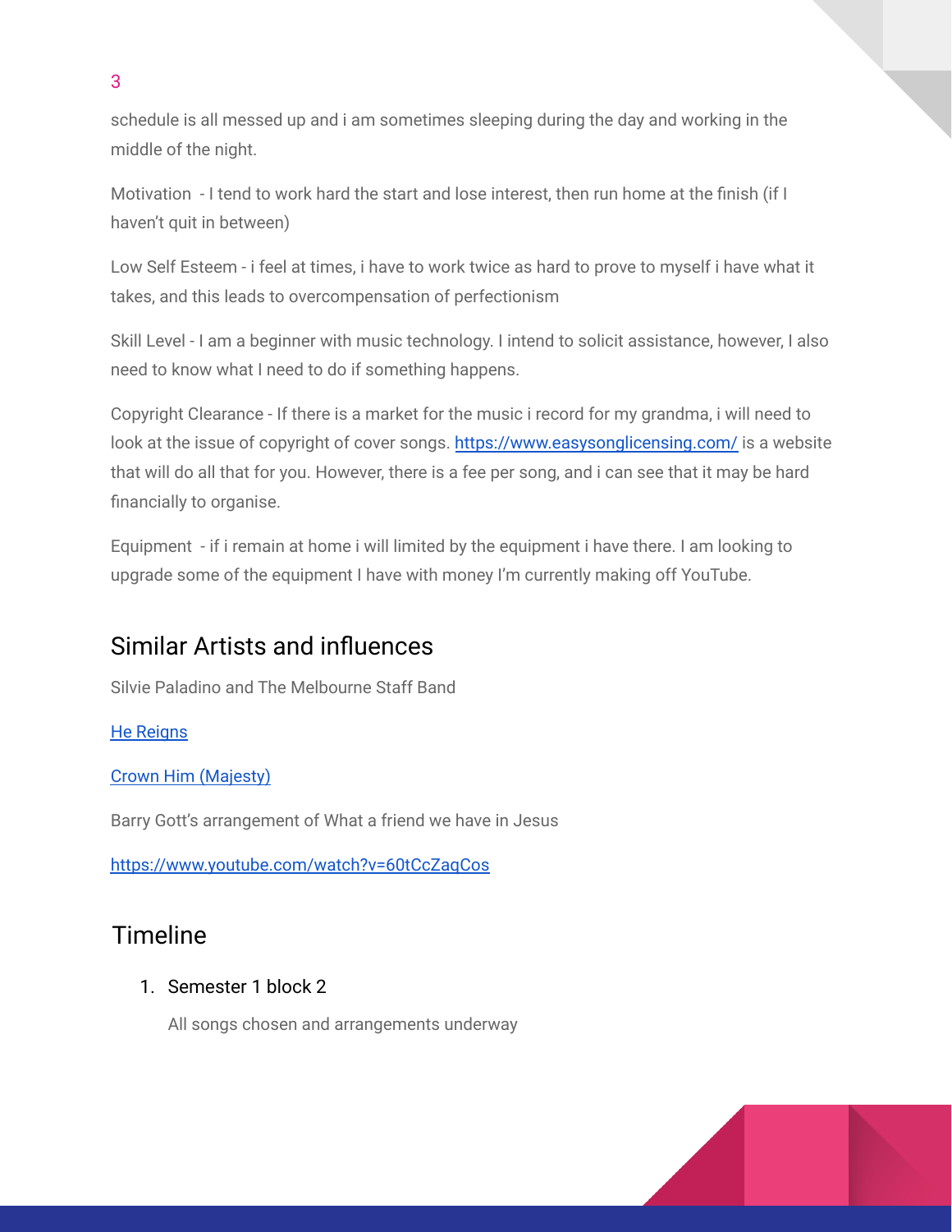schedule is all messed up and i am sometimes sleeping during the day and working in the middle of the night.

Motivation - I tend to work hard the start and lose interest, then run home at the finish (if I haven't quit in between)

Low Self Esteem - i feel at times, i have to work twice as hard to prove to myself i have what it takes, and this leads to overcompensation of perfectionism

Skill Level - I am a beginner with music technology. I intend to solicit assistance, however, I also need to know what I need to do if something happens.

Copyright Clearance - If there is a market for the music i record for my grandma, i will need to look at the issue of copyright of cover songs. [https://www.easysonglicensing.com/](https://www.easysonglicensing.com/) is a website that will do all that for you. However, there is a fee per song, and i can see that it may be hard financially to organise.

Equipment - if i remain at home i will limited by the equipment i have there. I am looking to upgrade some of the equipment I have with money I'm currently making off YouTube.

## Similar Artists and influences

Silvie Paladino and The Melbourne Staff Band

He Reigns

Crown Him (Majesty)

Barry Gott's arrangement of What a friend we have in Jesus

[https://www.youtube.com/watch?v=60tCcZaqCos](https://www.youtube.com/watch?v=60tCcZaqCos)

## Timeline

1. Semester 1 block 2

   All songs chosen and arrangements underway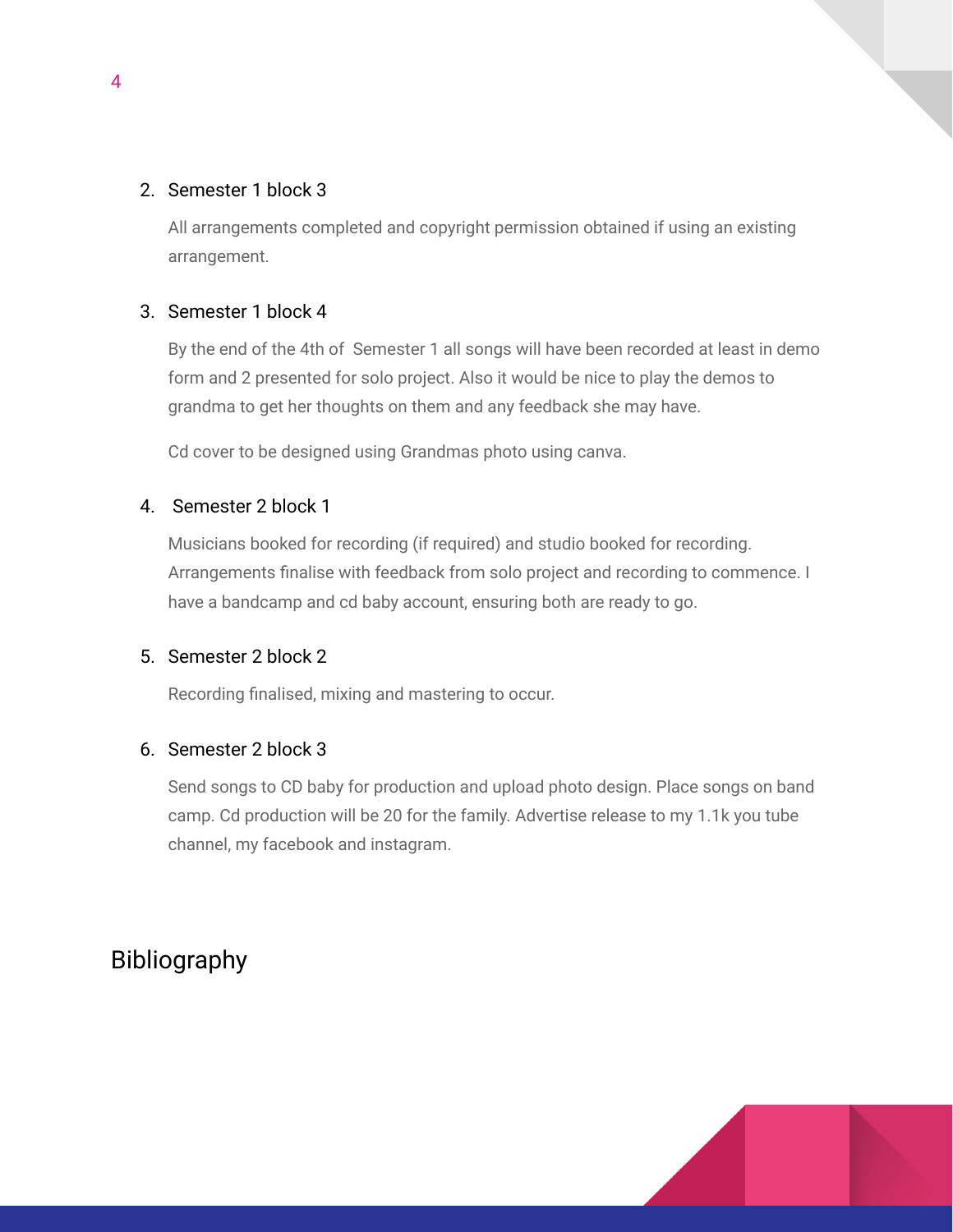2. Semester 1 block 3

   All arrangements completed and copyright permission obtained if using an existing arrangement.

3. Semester 1 block 4

   By the end of the 4th of Semester 1 all songs will have been recorded at least in demo form and 2 presented for solo project. Also it would be nice to play the demos to grandma to get her thoughts on them and any feedback she may have.

   Cd cover to be designed using Grandmas photo using canva.

4. Semester 2 block 1

   Musicians booked for recording (if required) and studio booked for recording. Arrangements finalise with feedback from solo project and recording to commence. I have a bandcamp and cd baby account, ensuring both are ready to go.

5. Semester 2 block 2

   Recording finalised, mixing and mastering to occur.

6. Semester 2 block 3

   Send songs to CD baby for production and upload photo design. Place songs on band camp. Cd production will be 20 for the family. Advertise release to my 1.1k you tube channel, my facebook and instagram.

# Bibliography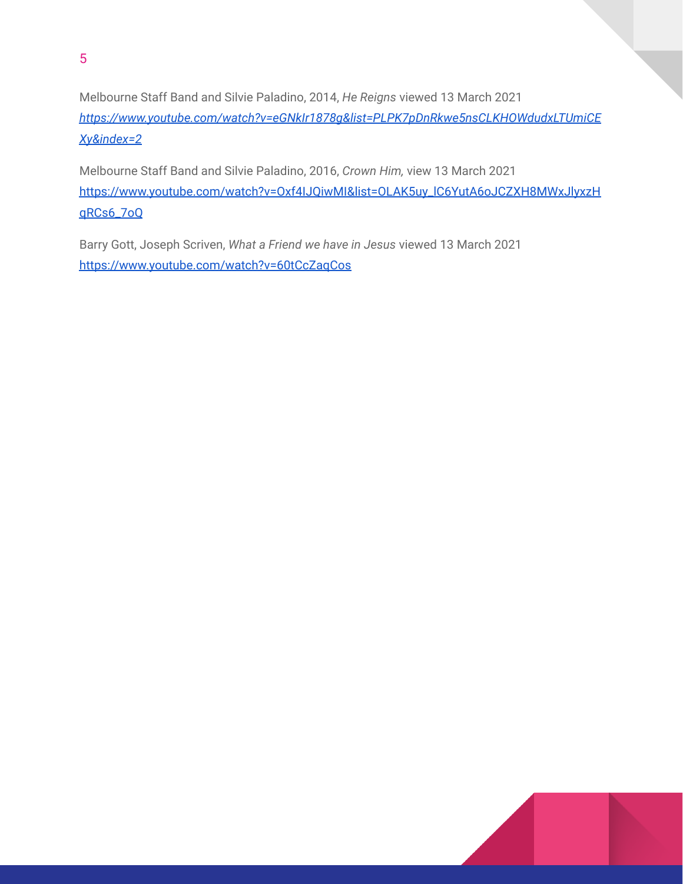Melbourne Staff Band and Silvie Paladino, 2014, *He Reigns* viewed 13 March 2021 *https://www.youtube.com/watch?v=eGNkIr1878g&list=PLPK7pDnRkwe5nsCLKHOWdudxLTUmiCEXy&index=2*

Melbourne Staff Band and Silvie Paladino, 2016, *Crown Him,* view 13 March 2021 https://www.youtube.com/watch?v=Oxf4IJQiwMI&list=OLAK5uy_lC6YutA6oJCZXH8MWxJlyxzHqRCs6_7oQ

Barry Gott, Joseph Scriven, *What a Friend we have in Jesus* viewed 13 March 2021 https://www.youtube.com/watch?v=60tCcZaqCos